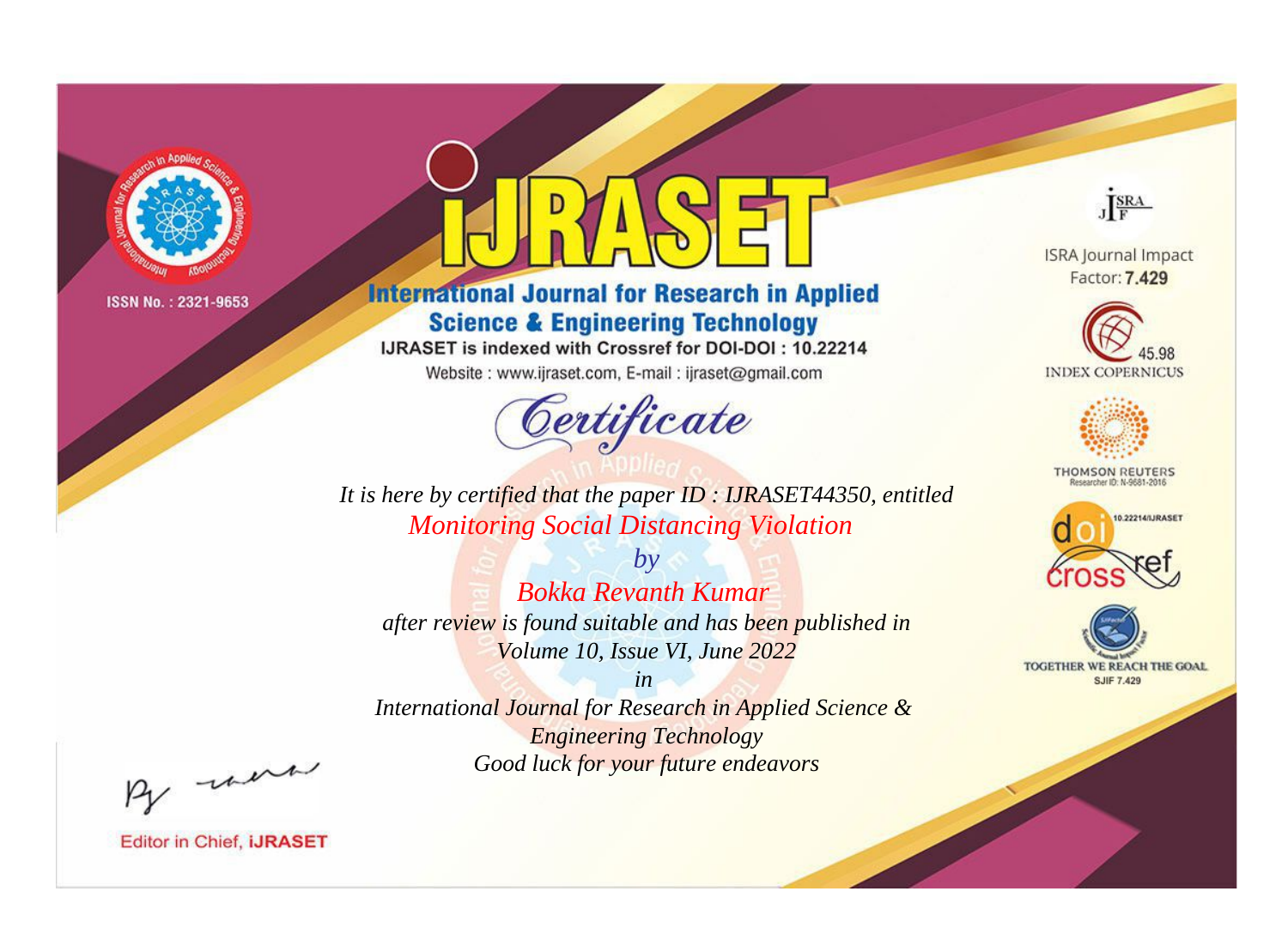ISSN No. : 2321-9653

# iJRASET

## International Journal for Research in Applied Science & Engineering Technology

IJRASET is indexed with Crossref for DOI-DOI : 10.22214

Website : www.ijraset.com, E-mail : ijraset@gmail.com

ISRA Journal Impact Factor: **7.429**

45.98 INDEX COPERNICUS

THOMSON REUTERS Researcher ID: N-9681-2016

10.22214/IJRASET

TOGETHER WE REACH THE GOAL SJIF 7.429

# *Certificate*

*It is here by certified that the paper ID : IJRASET44350, entitled*

*Monitoring Social Distancing Violation*

*by*

*Bokka Revanth Kumar*

*after review is found suitable and has been published in*

*Volume 10, Issue VI, June 2022*

*in*

*International Journal for Research in Applied Science & Engineering Technology*

*Good luck for your future endeavors*

Editor in Chief, **iJRASET**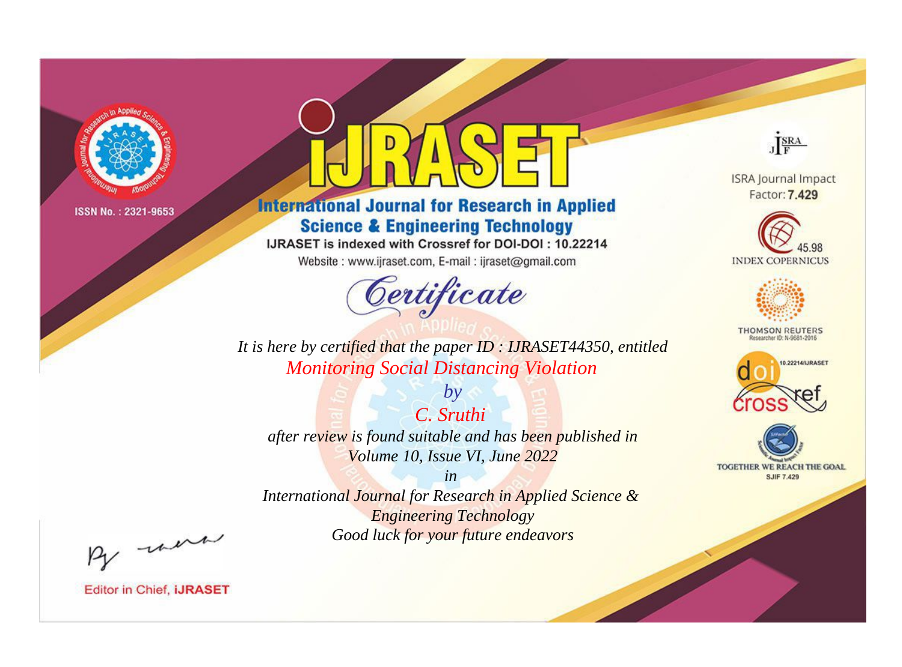ISSN No. : 2321-9653

# iJRASET

## International Journal for Research in Applied Science & Engineering Technology

IJRASET is indexed with Crossref for DOI-DOI : 10.22214

Website : www.ijraset.com, E-mail : ijraset@gmail.com

ISRA Journal Impact Factor: **7.429**

45.98 INDEX COPERNICUS

THOMSON REUTERS Researcher ID: N-9681-2016

10.22214/IJRASET

TOGETHER WE REACH THE GOAL SJIF 7.429

# *Certificate*

*It is here by certified that the paper ID : IJRASET44350, entitled*

*Monitoring Social Distancing Violation*

*by*

*C. Sruthi*

*after review is found suitable and has been published in*

*Volume 10, Issue VI, June 2022*

*in*

*International Journal for Research in Applied Science & Engineering Technology*

*Good luck for your future endeavors*

Editor in Chief, **iJRASET**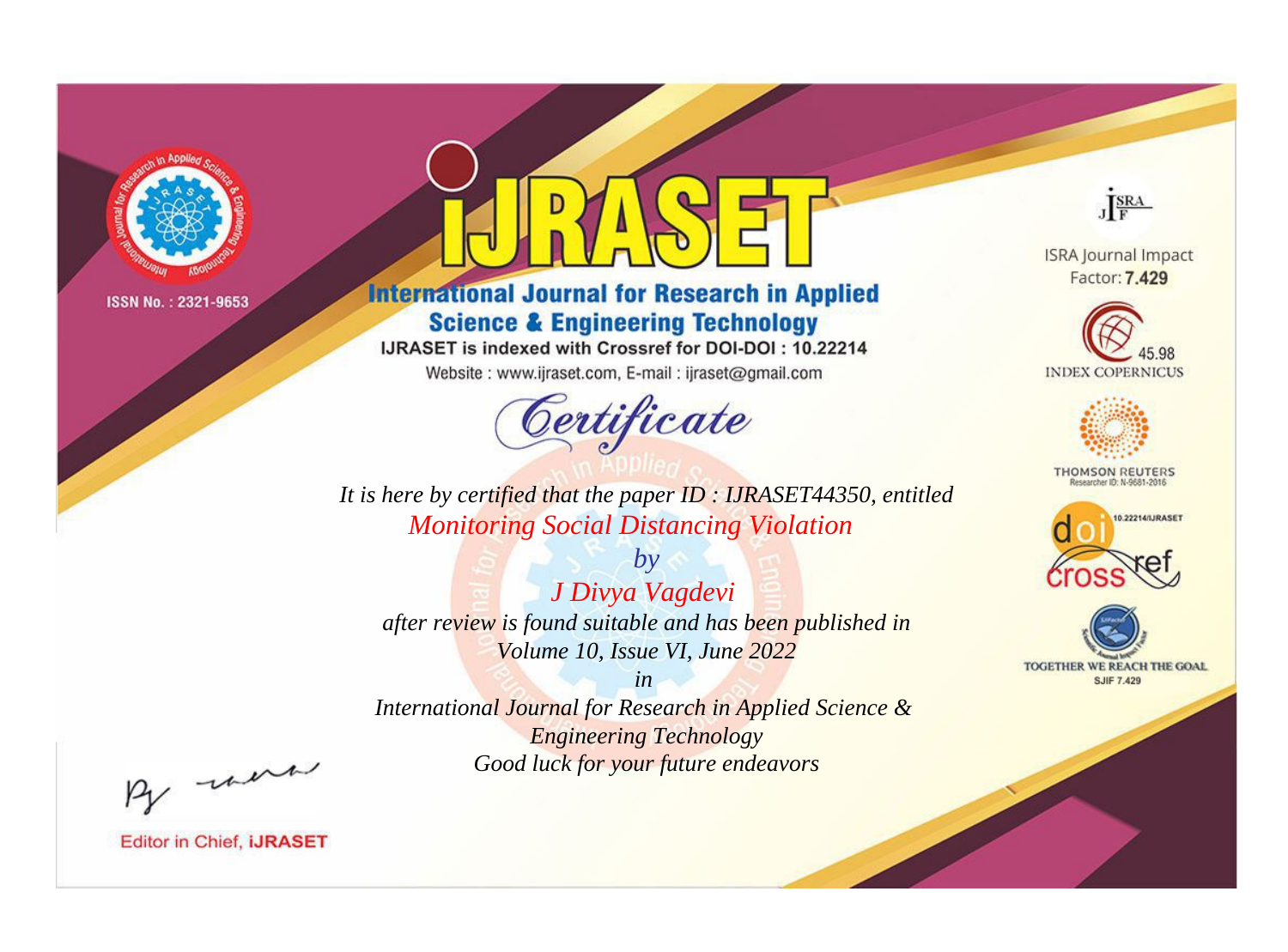ISSN No. : 2321-9653

# IJRASET

## International Journal for Research in Applied Science & Engineering Technology

IJRASET is indexed with Crossref for DOI-DOI : 10.22214

Website : www.ijraset.com, E-mail : ijraset@gmail.com

ISRA Journal Impact Factor: **7.429**

45.98 INDEX COPERNICUS

THOMSON REUTERS Researcher ID: N-9681-2016

10.22214/IJRASET

TOGETHER WE REACH THE GOAL SJIF 7.429

*Certificate*

*It is here by certified that the paper ID : IJRASET44350, entitled*

*Monitoring Social Distancing Violation*

*by*

*J Divya Vagdevi*

*after review is found suitable and has been published in*

*Volume 10, Issue VI, June 2022*

*in*

*International Journal for Research in Applied Science & Engineering Technology*

*Good luck for your future endeavors*

Editor in Chief, **iJRASET**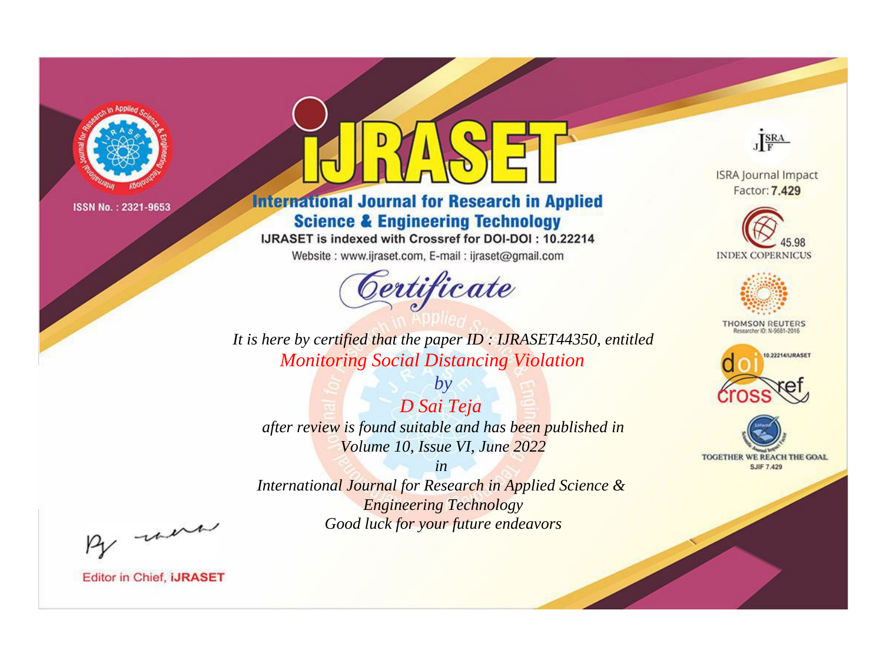ISSN No. : 2321-9653

# IJRASET

**International Journal for Research in Applied Science & Engineering Technology**

IJRASET is indexed with Crossref for DOI-DOI : 10.22214

Website : www.ijraset.com, E-mail : ijraset@gmail.com

*Certificate*

*It is here by certified that the paper ID : IJRASET44350, entitled*

*Monitoring Social Distancing Violation*

*by*

*D Sai Teja*

*after review is found suitable and has been published in*

*Volume 10, Issue VI, June 2022*

*in*

*International Journal for Research in Applied Science & Engineering Technology*

*Good luck for your future endeavors*

ISRA Journal Impact Factor: **7.429**

45.98 INDEX COPERNICUS

THOMSON REUTERS Researcher ID: N-9681-2016

10.22214/IJRASET

TOGETHER WE REACH THE GOAL SJIF 7.429

Editor in Chief, **IJRASET**